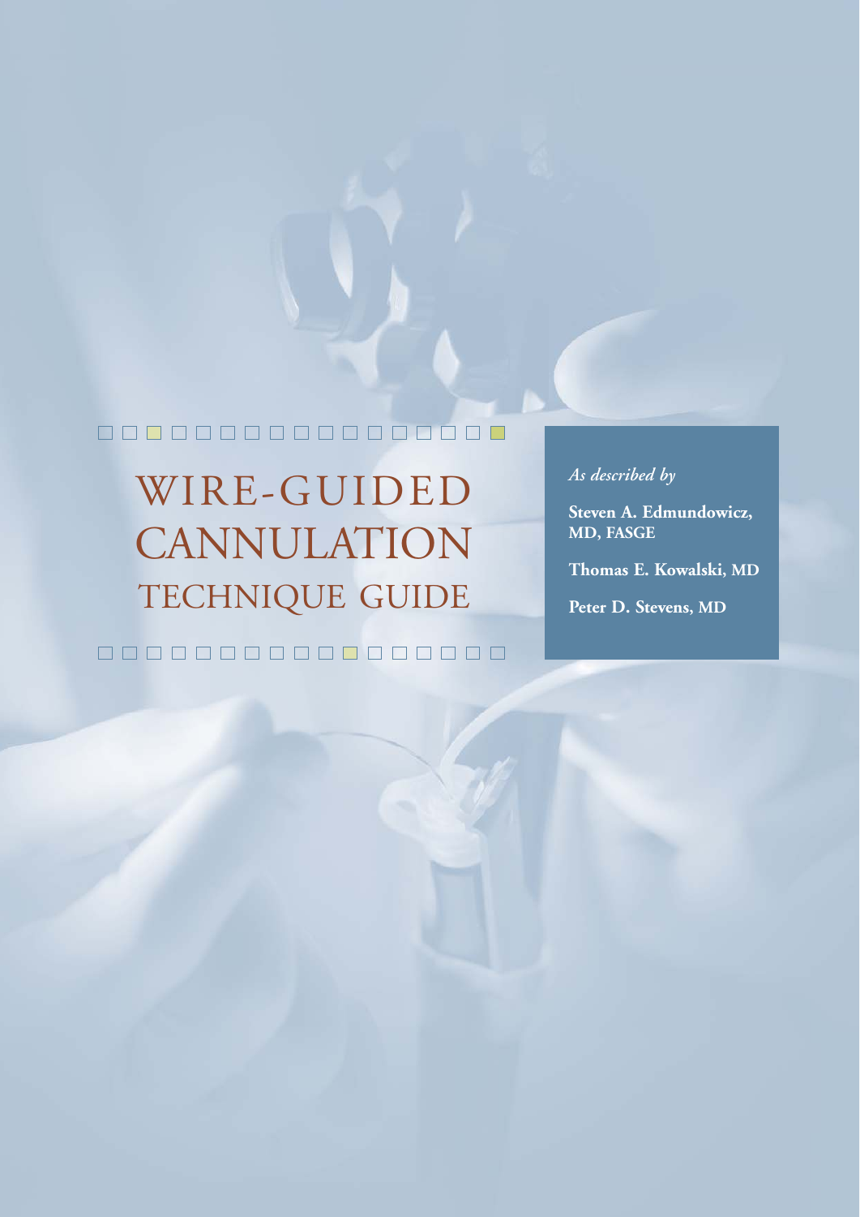# WIRE-GUIDED CANNULATION TECHNIQUE GUIDE

*As described by*

**Steven A. Edmundowicz, MD, FASGE**

**Thomas E. Kowalski, MD**

**Peter D. Stevens, MD**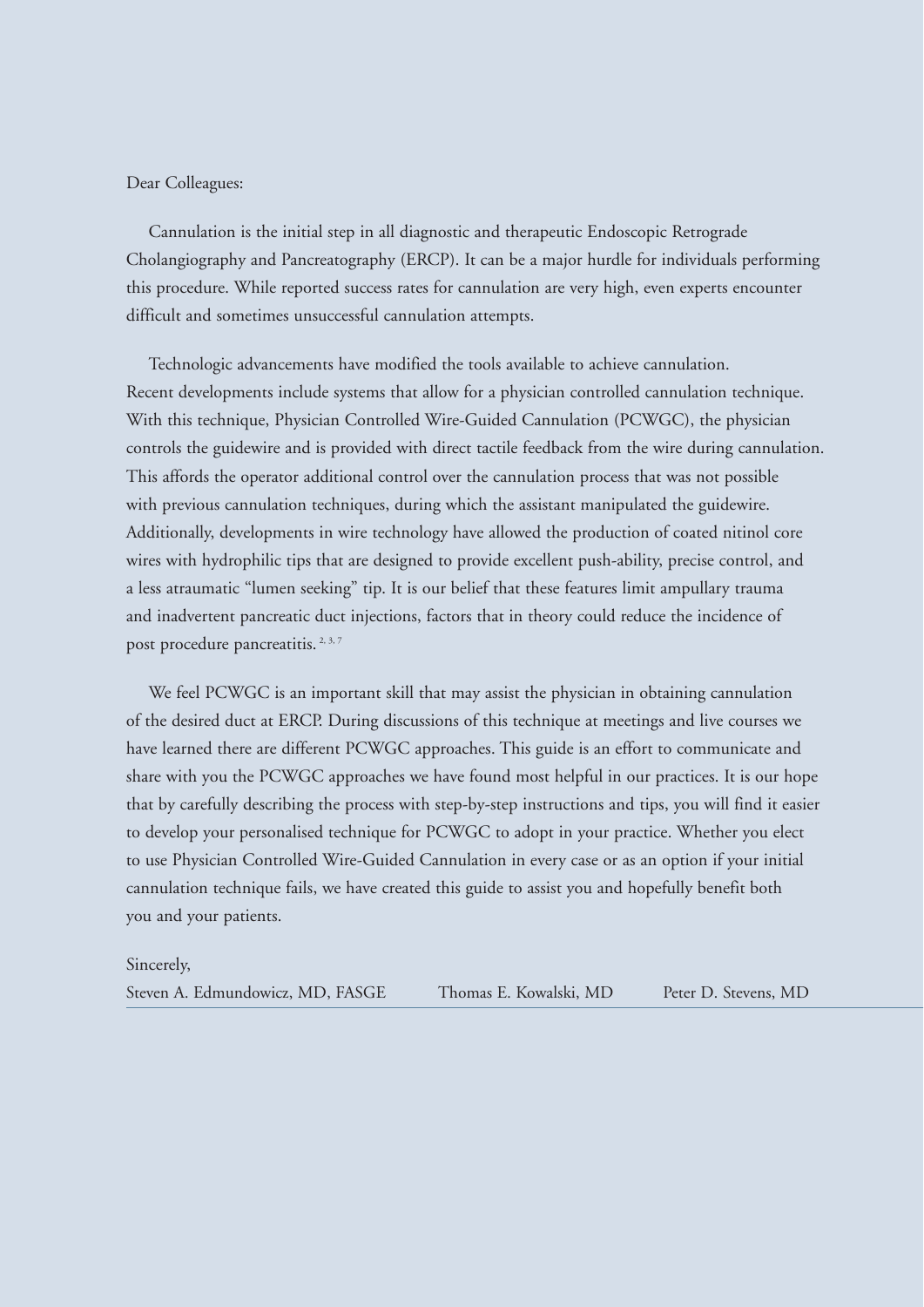Dear Colleagues:

Cannulation is the initial step in all diagnostic and therapeutic Endoscopic Retrograde Cholangiography and Pancreatography (ERCP). It can be a major hurdle for individuals performing this procedure. While reported success rates for cannulation are very high, even experts encounter difficult and sometimes unsuccessful cannulation attempts.

Technologic advancements have modified the tools available to achieve cannulation. Recent developments include systems that allow for a physician controlled cannulation technique. With this technique, Physician Controlled Wire-Guided Cannulation (PCWGC), the physician controls the guidewire and is provided with direct tactile feedback from the wire during cannulation. This affords the operator additional control over the cannulation process that was not possible with previous cannulation techniques, during which the assistant manipulated the guidewire. Additionally, developments in wire technology have allowed the production of coated nitinol core wires with hydrophilic tips that are designed to provide excellent push-ability, precise control, and a less atraumatic "lumen seeking" tip. It is our belief that these features limit ampullary trauma and inadvertent pancreatic duct injections, factors that in theory could reduce the incidence of post procedure pancreatitis.[2, 3, 7]

We feel PCWGC is an important skill that may assist the physician in obtaining cannulation of the desired duct at ERCP. During discussions of this technique at meetings and live courses we have learned there are different PCWGC approaches. This guide is an effort to communicate and share with you the PCWGC approaches we have found most helpful in our practices. It is our hope that by carefully describing the process with step-by-step instructions and tips, you will find it easier to develop your personalised technique for PCWGC to adopt in your practice. Whether you elect to use Physician Controlled Wire-Guided Cannulation in every case or as an option if your initial cannulation technique fails, we have created this guide to assist you and hopefully benefit both you and your patients.

Sincerely,

Steven A. Edmundowicz, MD, FASGE  Thomas E. Kowalski, MD  Peter D. Stevens, MD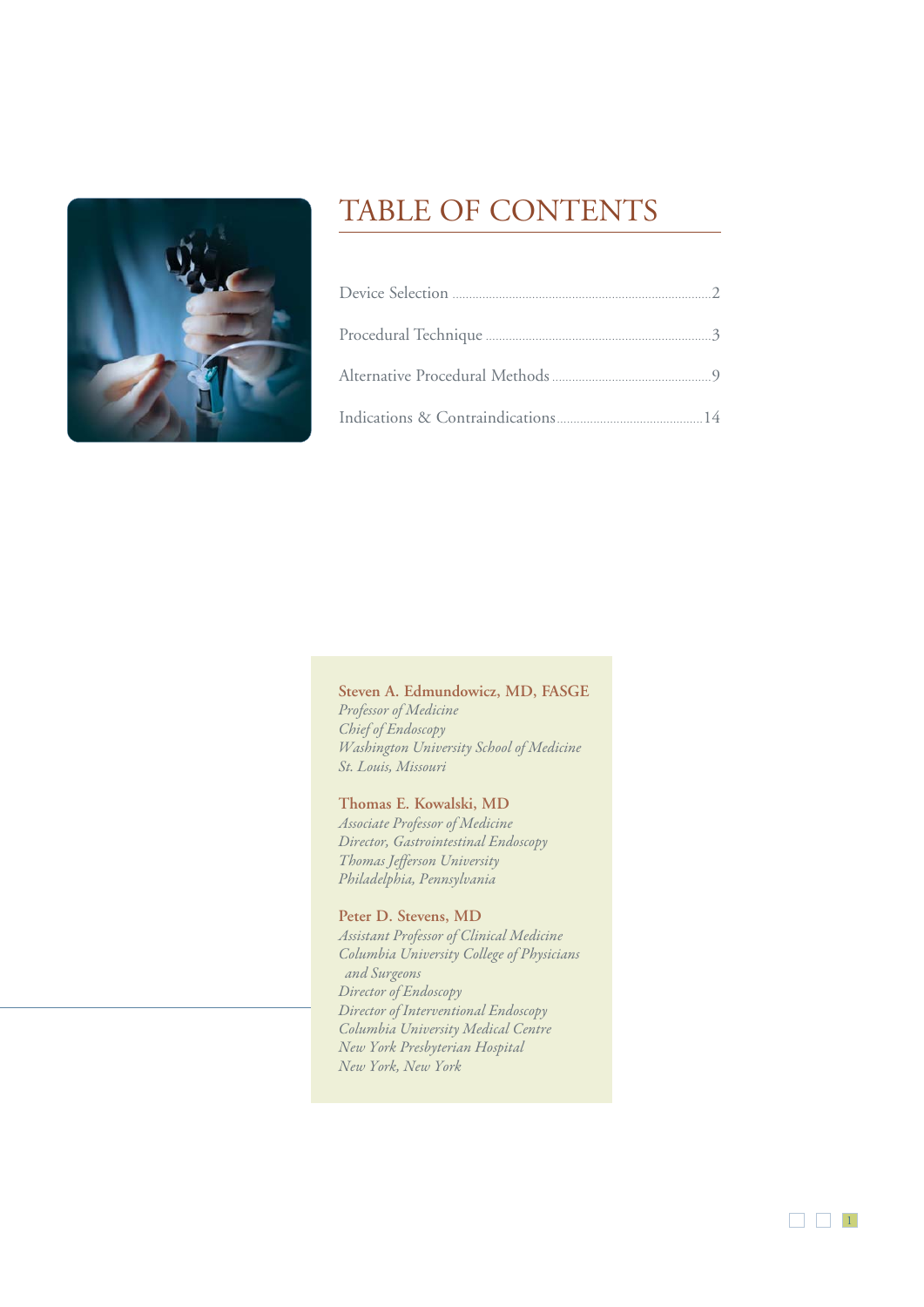# TABLE OF CONTENTS

| | |
|---|---|
| Device Selection | 2 |
| Procedural Technique | 3 |
| Alternative Procedural Methods | 9 |
| Indications & Contraindications | 14 |

**Steven A. Edmundowicz, MD, FASGE**
*Professor of Medicine*
*Chief of Endoscopy*
*Washington University School of Medicine*
*St. Louis, Missouri*

**Thomas E. Kowalski, MD**
*Associate Professor of Medicine*
*Director, Gastrointestinal Endoscopy*
*Thomas Jefferson University*
*Philadelphia, Pennsylvania*

**Peter D. Stevens, MD**
*Assistant Professor of Clinical Medicine*
*Columbia University College of Physicians and Surgeons*
*Director of Endoscopy*
*Director of Interventional Endoscopy*
*Columbia University Medical Centre*
*New York Presbyterian Hospital*
*New York, New York*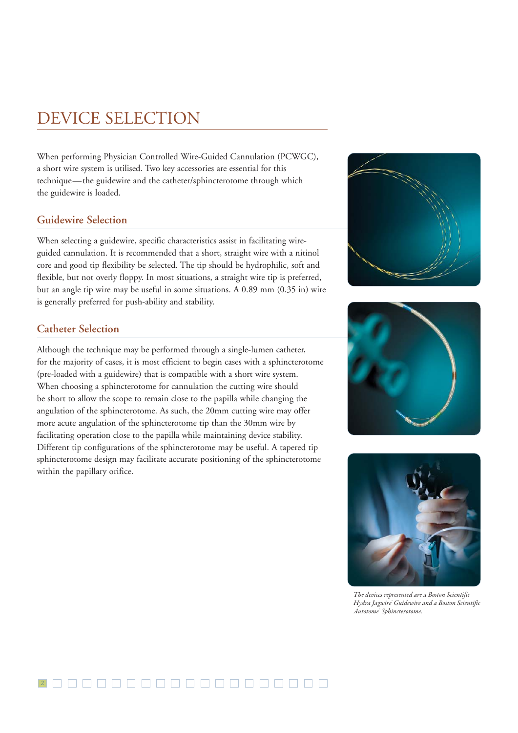# DEVICE SELECTION

When performing Physician Controlled Wire-Guided Cannulation (PCWGC), a short wire system is utilised. Two key accessories are essential for this technique—the guidewire and the catheter/sphincterotome through which the guidewire is loaded.

## Guidewire Selection

When selecting a guidewire, specific characteristics assist in facilitating wire-guided cannulation. It is recommended that a short, straight wire with a nitinol core and good tip flexibility be selected. The tip should be hydrophilic, soft and flexible, but not overly floppy. In most situations, a straight wire tip is preferred, but an angle tip wire may be useful in some situations. A 0.89 mm (0.35 in) wire is generally preferred for push-ability and stability.

## Catheter Selection

Although the technique may be performed through a single-lumen catheter, for the majority of cases, it is most efficient to begin cases with a sphincterotome (pre-loaded with a guidewire) that is compatible with a short wire system. When choosing a sphincterotome for cannulation the cutting wire should be short to allow the scope to remain close to the papilla while changing the angulation of the sphincterotome. As such, the 20mm cutting wire may offer more acute angulation of the sphincterotome tip than the 30mm wire by facilitating operation close to the papilla while maintaining device stability. Different tip configurations of the sphincterotome may be useful. A tapered tip sphincterotome design may facilitate accurate positioning of the sphincterotome within the papillary orifice.

*The devices represented are a Boston Scientific Hydra Jagwire™ Guidewire and a Boston Scientific Autotome™ Sphincterotome.*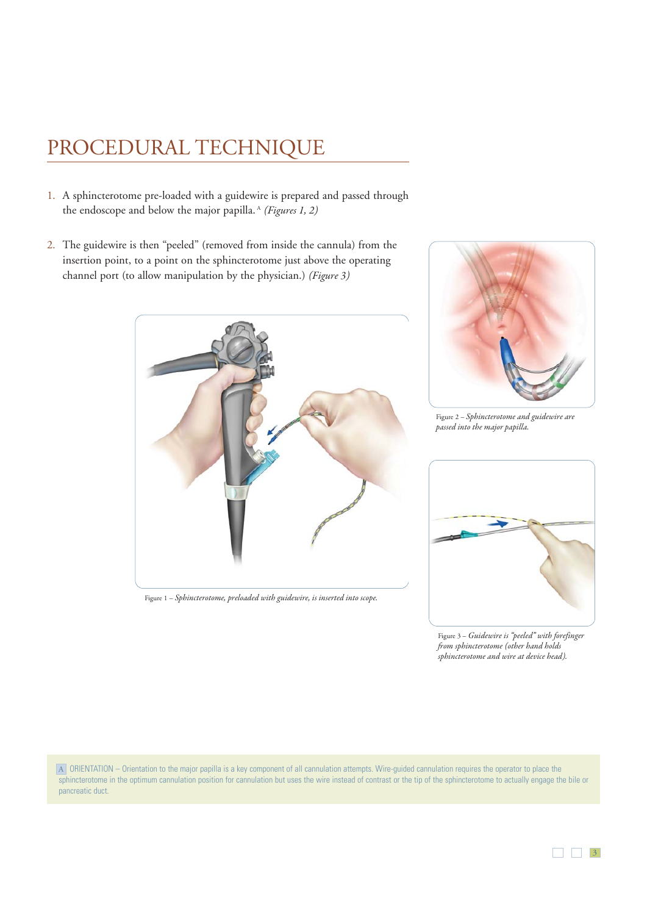# PROCEDURAL TECHNIQUE

1. A sphincterotome pre-loaded with a guidewire is prepared and passed through the endoscope and below the major papilla.[A] *(Figures 1, 2)*

2. The guidewire is then "peeled" (removed from inside the cannula) from the insertion point, to a point on the sphincterotome just above the operating channel port (to allow manipulation by the physician.) *(Figure 3)*

Figure 1 – *Sphincterotome, preloaded with guidewire, is inserted into scope.*

Figure 2 – *Sphincterotome and guidewire are passed into the major papilla.*

Figure 3 – *Guidewire is "peeled" with forefinger from sphincterotome (other hand holds sphincterotome and wire at device head).*

A ORIENTATION – Orientation to the major papilla is a key component of all cannulation attempts. Wire-guided cannulation requires the operator to place the sphincterotome in the optimum cannulation position for cannulation but uses the wire instead of contrast or the tip of the sphincterotome to actually engage the bile or pancreatic duct.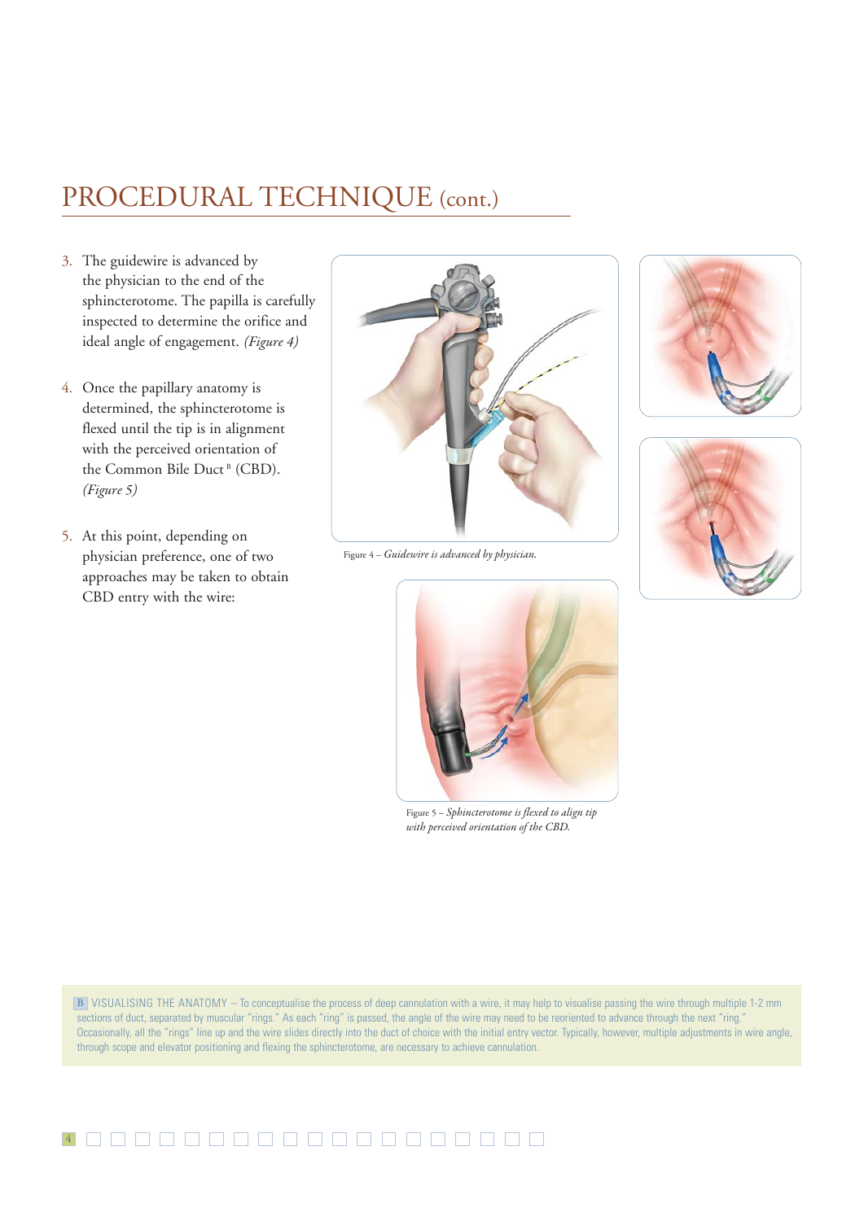## PROCEDURAL TECHNIQUE (cont.)

3. The guidewire is advanced by the physician to the end of the sphincterotome. The papilla is carefully inspected to determine the orifice and ideal angle of engagement. *(Figure 4)*

4. Once the papillary anatomy is determined, the sphincterotome is flexed until the tip is in alignment with the perceived orientation of the Common Bile Duct [B] (CBD). *(Figure 5)*

5. At this point, depending on physician preference, one of two approaches may be taken to obtain CBD entry with the wire:

Figure 4 – *Guidewire is advanced by physician.*

Figure 5 – *Sphincterotome is flexed to align tip with perceived orientation of the CBD.*

B VISUALISING THE ANATOMY – To conceptualise the process of deep cannulation with a wire, it may help to visualise passing the wire through multiple 1-2 mm sections of duct, separated by muscular "rings." As each "ring" is passed, the angle of the wire may need to be reoriented to advance through the next "ring." Occasionally, all the "rings" line up and the wire slides directly into the duct of choice with the initial entry vector. Typically, however, multiple adjustments in wire angle, through scope and elevator positioning and flexing the sphincterotome, are necessary to achieve cannulation.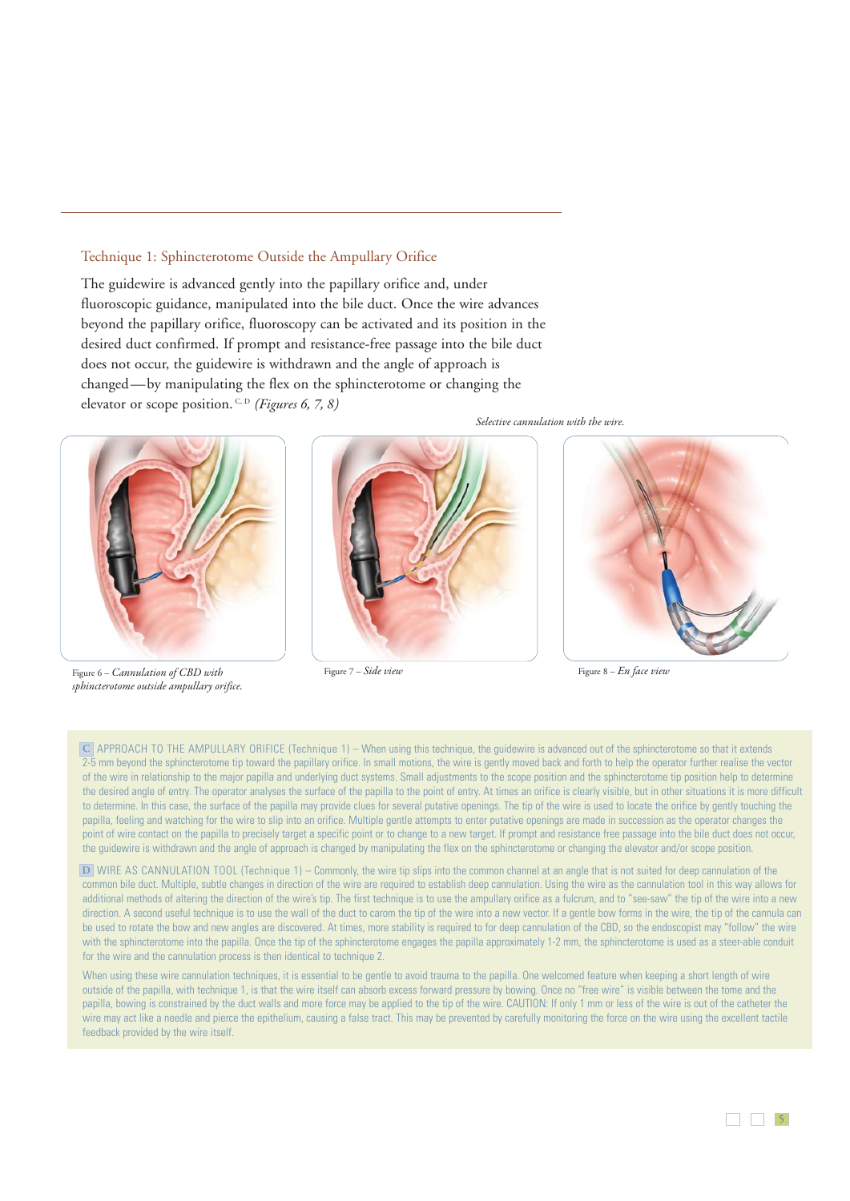## Technique 1: Sphincterotome Outside the Ampullary Orifice

The guidewire is advanced gently into the papillary orifice and, under fluoroscopic guidance, manipulated into the bile duct. Once the wire advances beyond the papillary orifice, fluoroscopy can be activated and its position in the desired duct confirmed. If prompt and resistance-free passage into the bile duct does not occur, the guidewire is withdrawn and the angle of approach is changed—by manipulating the flex on the sphincterotome or changing the elevator or scope position. [C, D] *(Figures 6, 7, 8)*

*Selective cannulation with the wire.*

Figure 6 – *Cannulation of CBD with sphincterotome outside ampullary orifice.*

Figure 7 – *Side view*

Figure 8 – *En face view*

**C** APPROACH TO THE AMPULLARY ORIFICE (Technique 1) – When using this technique, the guidewire is advanced out of the sphincterotome so that it extends 2-5 mm beyond the sphincterotome tip toward the papillary orifice. In small motions, the wire is gently moved back and forth to help the operator further realise the vector of the wire in relationship to the major papilla and underlying duct systems. Small adjustments to the scope position and the sphincterotome tip position help to determine the desired angle of entry. The operator analyses the surface of the papilla to the point of entry. At times an orifice is clearly visible, but in other situations it is more difficult to determine. In this case, the surface of the papilla may provide clues for several putative openings. The tip of the wire is used to locate the orifice by gently touching the papilla, feeling and watching for the wire to slip into an orifice. Multiple gentle attempts to enter putative openings are made in succession as the operator changes the point of wire contact on the papilla to precisely target a specific point or to change to a new target. If prompt and resistance free passage into the bile duct does not occur, the guidewire is withdrawn and the angle of approach is changed by manipulating the flex on the sphincterotome or changing the elevator and/or scope position.

**D** WIRE AS CANNULATION TOOL (Technique 1) – Commonly, the wire tip slips into the common channel at an angle that is not suited for deep cannulation of the common bile duct. Multiple, subtle changes in direction of the wire are required to establish deep cannulation. Using the wire as the cannulation tool in this way allows for additional methods of altering the direction of the wire's tip. The first technique is to use the ampullary orifice as a fulcrum, and to "see-saw" the tip of the wire into a new direction. A second useful technique is to use the wall of the duct to carom the tip of the wire into a new vector. If a gentle bow forms in the wire, the tip of the cannula can be used to rotate the bow and new angles are discovered. At times, more stability is required to for deep cannulation of the CBD, so the endoscopist may "follow" the wire with the sphincterotome into the papilla. Once the tip of the sphincterotome engages the papilla approximately 1-2 mm, the sphincterotome is used as a steer-able conduit for the wire and the cannulation process is then identical to technique 2.

When using these wire cannulation techniques, it is essential to be gentle to avoid trauma to the papilla. One welcomed feature when keeping a short length of wire outside of the papilla, with technique 1, is that the wire itself can absorb excess forward pressure by bowing. Once no "free wire" is visible between the tome and the papilla, bowing is constrained by the duct walls and more force may be applied to the tip of the wire. CAUTION: If only 1 mm or less of the wire is out of the catheter the wire may act like a needle and pierce the epithelium, causing a false tract. This may be prevented by carefully monitoring the force on the wire using the excellent tactile feedback provided by the wire itself.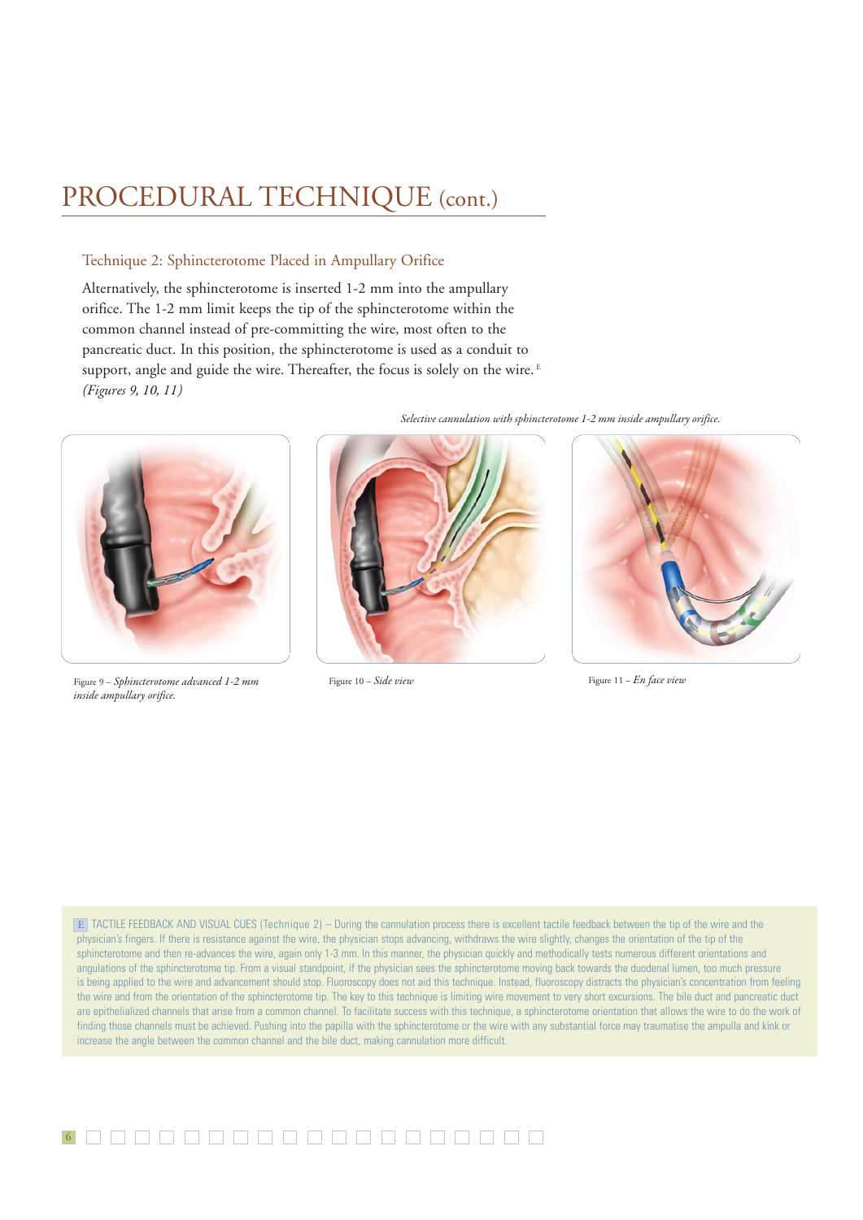# PROCEDURAL TECHNIQUE (cont.)

## Technique 2: Sphincterotome Placed in Ampullary Orifice

Alternatively, the sphincterotome is inserted 1-2 mm into the ampullary orifice. The 1-2 mm limit keeps the tip of the sphincterotome within the common channel instead of pre-committing the wire, most often to the pancreatic duct. In this position, the sphincterotome is used as a conduit to support, angle and guide the wire. Thereafter, the focus is solely on the wire. [E] *(Figures 9, 10, 11)*

*Selective cannulation with sphincterotome 1-2 mm inside ampullary orifice.*

Figure 9 – *Sphincterotome advanced 1-2 mm inside ampullary orifice.*

Figure 10 – *Side view*

Figure 11 – *En face view*

E TACTILE FEEDBACK AND VISUAL CUES (Technique 2) – During the cannulation process there is excellent tactile feedback between the tip of the wire and the physician's fingers. If there is resistance against the wire, the physician stops advancing, withdraws the wire slightly, changes the orientation of the tip of the sphincterotome and then re-advances the wire, again only 1-3 mm. In this manner, the physician quickly and methodically tests numerous different orientations and angulations of the sphincterotome tip. From a visual standpoint, if the physician sees the sphincterotome moving back towards the duodenal lumen, too much pressure is being applied to the wire and advancement should stop. Fluoroscopy does not aid this technique. Instead, fluoroscopy distracts the physician's concentration from feeling the wire and from the orientation of the sphincterotome tip. The key to this technique is limiting wire movement to very short excursions. The bile duct and pancreatic duct are epithelialized channels that arise from a common channel. To facilitate success with this technique, a sphincterotome orientation that allows the wire to do the work of finding those channels must be achieved. Pushing into the papilla with the sphincterotome or the wire with any substantial force may traumatise the ampulla and kink or increase the angle between the common channel and the bile duct, making cannulation more difficult.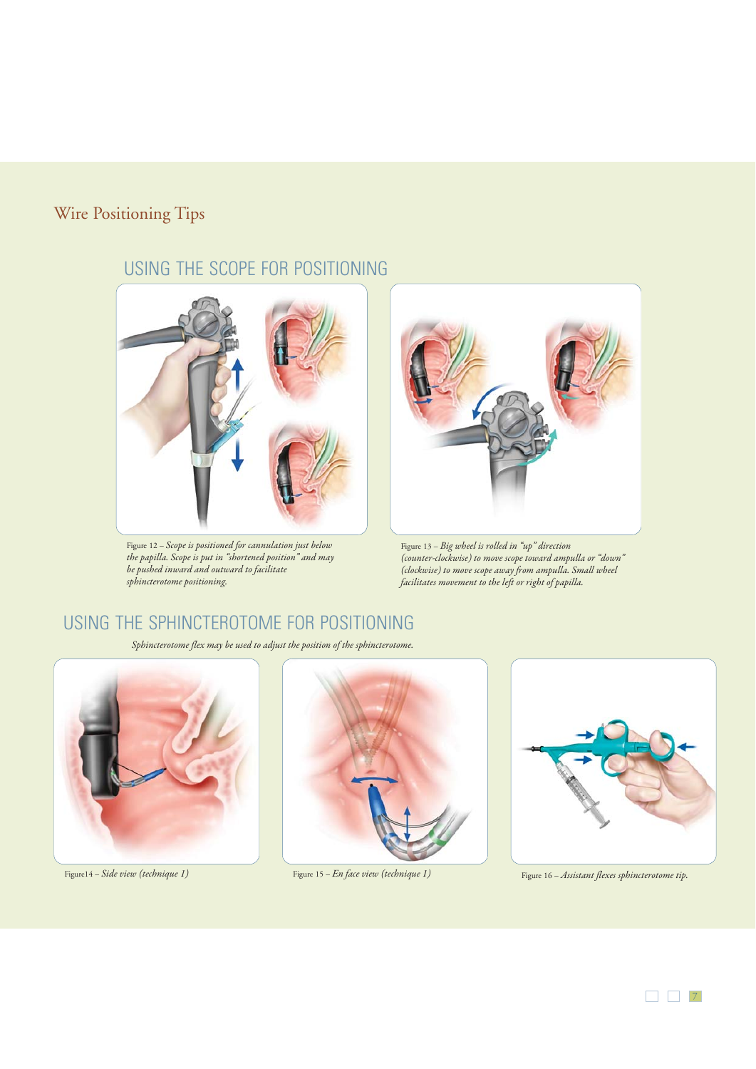# Wire Positioning Tips

## USING THE SCOPE FOR POSITIONING

Figure 12 – *Scope is positioned for cannulation just below the papilla. Scope is put in "shortened position" and may be pushed inward and outward to facilitate sphincterotome positioning.*

Figure 13 – *Big wheel is rolled in "up" direction (counter-clockwise) to move scope toward ampulla or "down" (clockwise) to move scope away from ampulla. Small wheel facilitates movement to the left or right of papilla.*

## USING THE SPHINCTEROTOME FOR POSITIONING

*Sphincterotome flex may be used to adjust the position of the sphincterotome.*

Figure14 – *Side view (technique 1)*

Figure 15 – *En face view (technique 1)*

Figure 16 – *Assistant flexes sphincterotome tip.*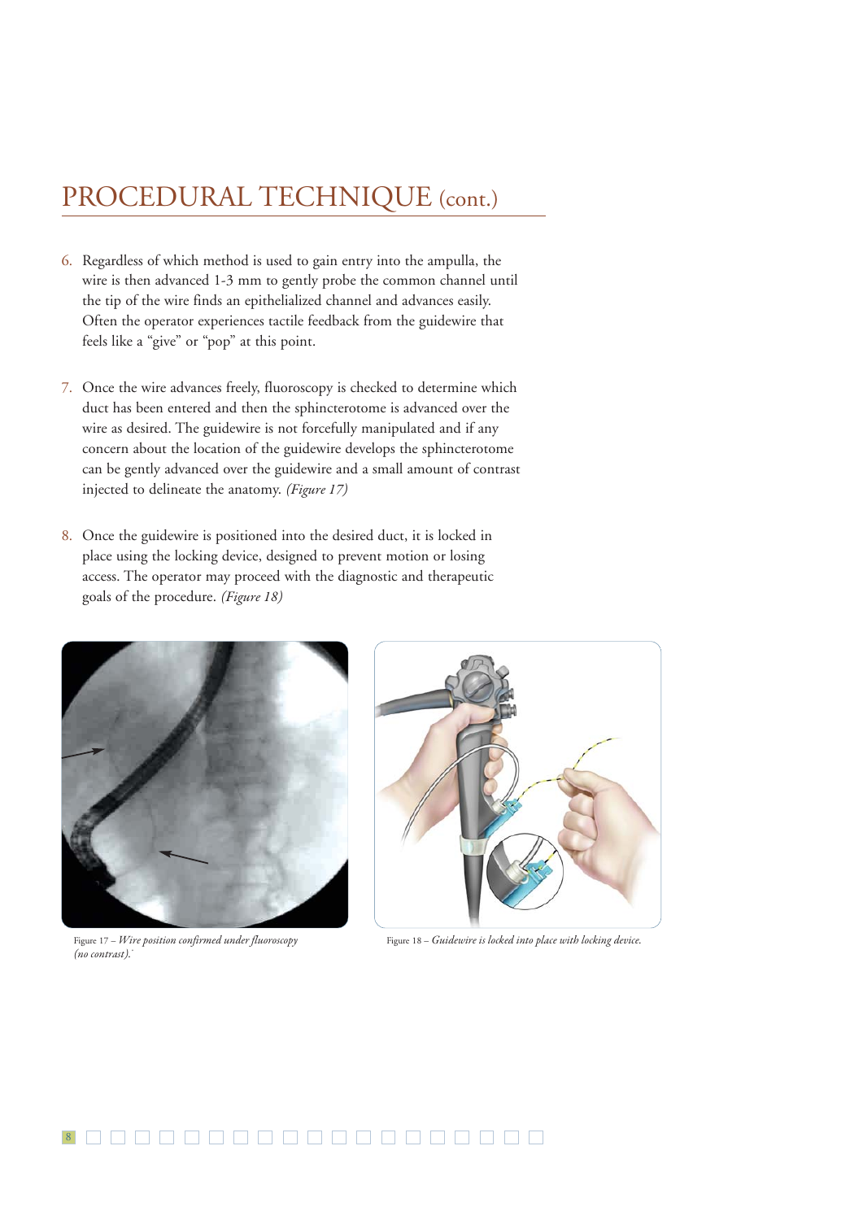## PROCEDURAL TECHNIQUE (cont.)

6. Regardless of which method is used to gain entry into the ampulla, the wire is then advanced 1-3 mm to gently probe the common channel until the tip of the wire finds an epithelialized channel and advances easily. Often the operator experiences tactile feedback from the guidewire that feels like a "give" or "pop" at this point.

7. Once the wire advances freely, fluoroscopy is checked to determine which duct has been entered and then the sphincterotome is advanced over the wire as desired. The guidewire is not forcefully manipulated and if any concern about the location of the guidewire develops the sphincterotome can be gently advanced over the guidewire and a small amount of contrast injected to delineate the anatomy. *(Figure 17)*

8. Once the guidewire is positioned into the desired duct, it is locked in place using the locking device, designed to prevent motion or losing access. The operator may proceed with the diagnostic and therapeutic goals of the procedure. *(Figure 18)*

Figure 17 – *Wire position confirmed under fluoroscopy (no contrast).*

Figure 18 – *Guidewire is locked into place with locking device.*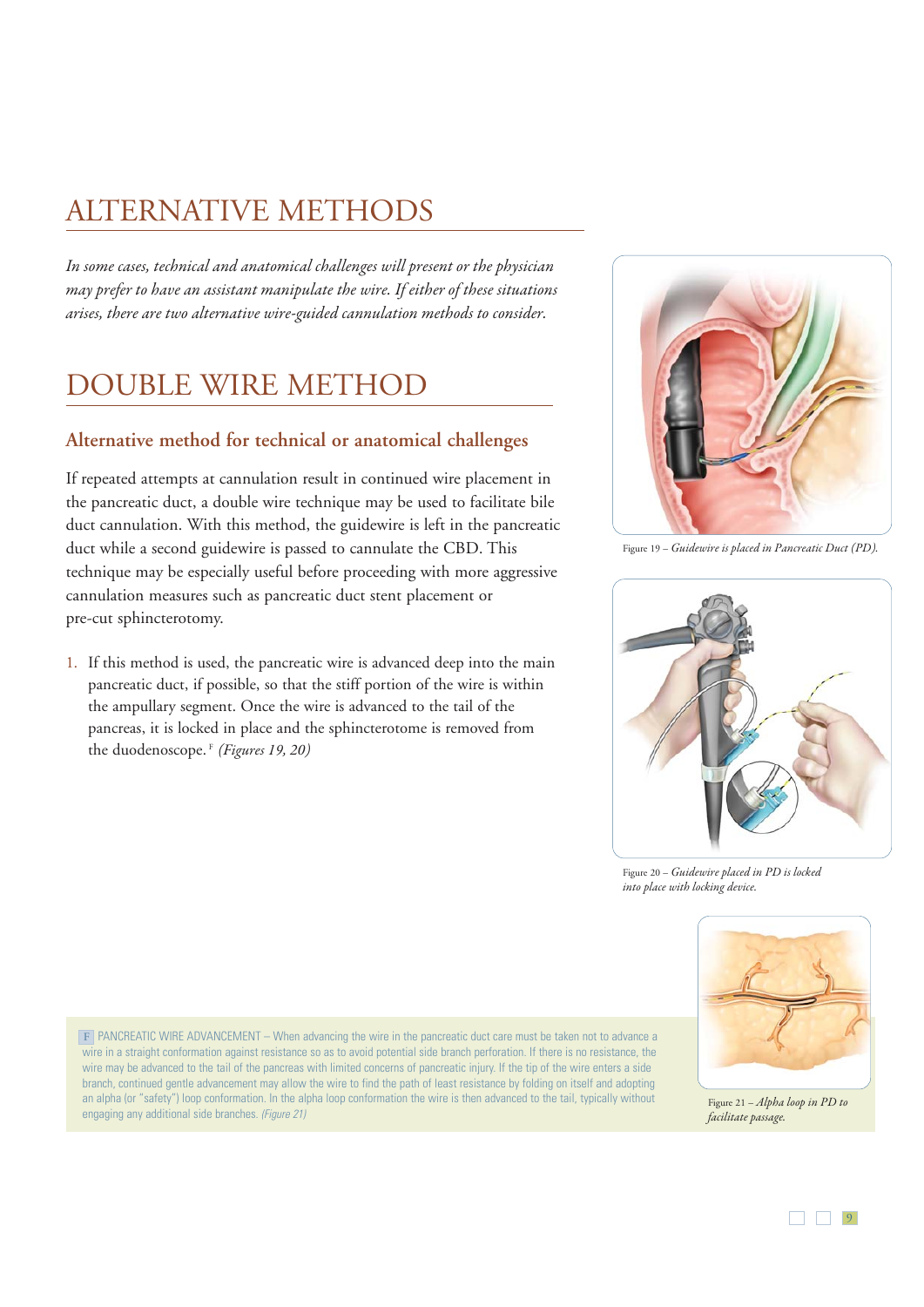# ALTERNATIVE METHODS

*In some cases, technical and anatomical challenges will present or the physician may prefer to have an assistant manipulate the wire. If either of these situations arises, there are two alternative wire-guided cannulation methods to consider.*

# DOUBLE WIRE METHOD

### Alternative method for technical or anatomical challenges

If repeated attempts at cannulation result in continued wire placement in the pancreatic duct, a double wire technique may be used to facilitate bile duct cannulation. With this method, the guidewire is left in the pancreatic duct while a second guidewire is passed to cannulate the CBD. This technique may be especially useful before proceeding with more aggressive cannulation measures such as pancreatic duct stent placement or pre-cut sphincterotomy.

1. If this method is used, the pancreatic wire is advanced deep into the main pancreatic duct, if possible, so that the stiff portion of the wire is within the ampullary segment. Once the wire is advanced to the tail of the pancreas, it is locked in place and the sphincterotome is removed from the duodenoscope.[F] *(Figures 19, 20)*

Figure 19 – *Guidewire is placed in Pancreatic Duct (PD).*

Figure 20 – *Guidewire placed in PD is locked into place with locking device.*

F PANCREATIC WIRE ADVANCEMENT – When advancing the wire in the pancreatic duct care must be taken not to advance a wire in a straight conformation against resistance so as to avoid potential side branch perforation. If there is no resistance, the wire may be advanced to the tail of the pancreas with limited concerns of pancreatic injury. If the tip of the wire enters a side branch, continued gentle advancement may allow the wire to find the path of least resistance by folding on itself and adopting an alpha (or "safety") loop conformation. In the alpha loop conformation the wire is then advanced to the tail, typically without engaging any additional side branches. *(Figure 21)*

Figure 21 – *Alpha loop in PD to facilitate passage.*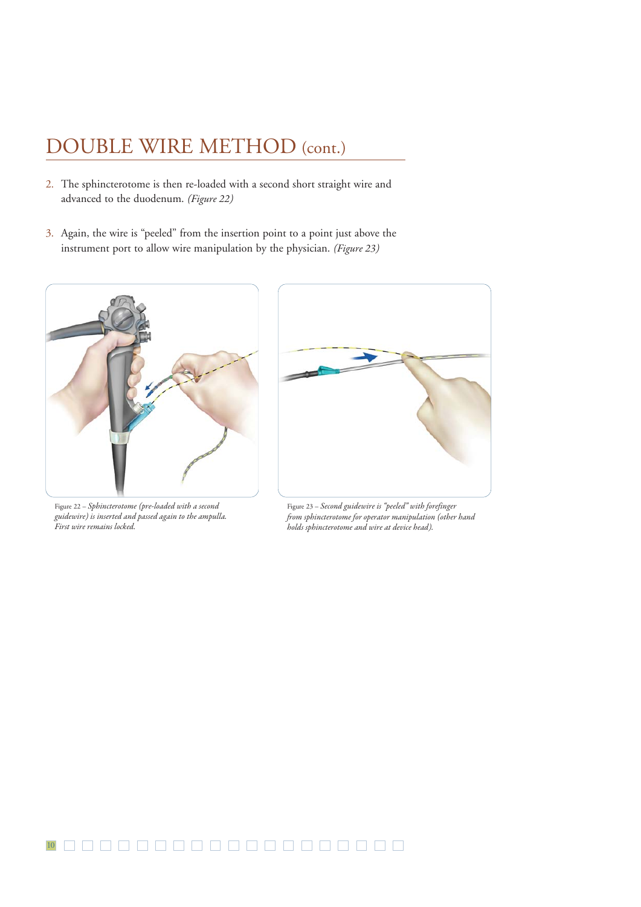# DOUBLE WIRE METHOD (cont.)

2. The sphincterotome is then re-loaded with a second short straight wire and advanced to the duodenum. *(Figure 22)*

3. Again, the wire is "peeled" from the insertion point to a point just above the instrument port to allow wire manipulation by the physician. *(Figure 23)*

Figure 22 – *Sphincterotome (pre-loaded with a second guidewire) is inserted and passed again to the ampulla. First wire remains locked.*

Figure 23 – *Second guidewire is "peeled" with forefinger from sphincterotome for operator manipulation (other hand holds sphincterotome and wire at device head).*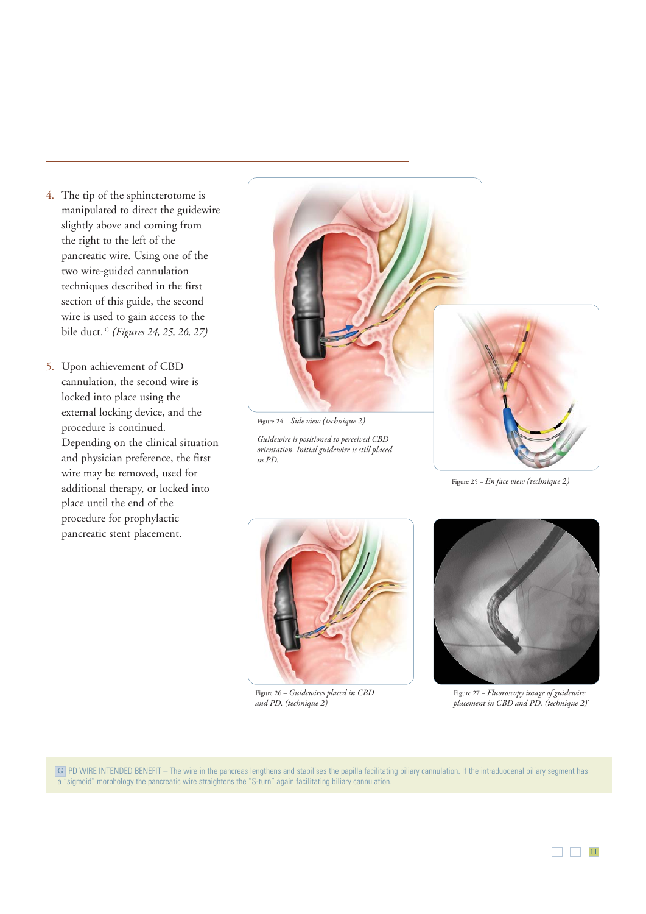4. The tip of the sphincterotome is manipulated to direct the guidewire slightly above and coming from the right to the left of the pancreatic wire. Using one of the two wire-guided cannulation techniques described in the first section of this guide, the second wire is used to gain access to the bile duct.[G] *(Figures 24, 25, 26, 27)*

5. Upon achievement of CBD cannulation, the second wire is locked into place using the external locking device, and the procedure is continued. Depending on the clinical situation and physician preference, the first wire may be removed, used for additional therapy, or locked into place until the end of the procedure for prophylactic pancreatic stent placement.

Figure 24 – *Side view (technique 2)*

*Guidewire is positioned to perceived CBD orientation. Initial guidewire is still placed in PD.*

Figure 25 – *En face view (technique 2)*

Figure 26 – *Guidewires placed in CBD and PD. (technique 2)*

Figure 27 – *Fluoroscopy image of guidewire placement in CBD and PD. (technique 2)*

G PD WIRE INTENDED BENEFIT – The wire in the pancreas lengthens and stabilises the papilla facilitating biliary cannulation. If the intraduodenal biliary segment has a "sigmoid" morphology the pancreatic wire straightens the "S-turn" again facilitating biliary cannulation.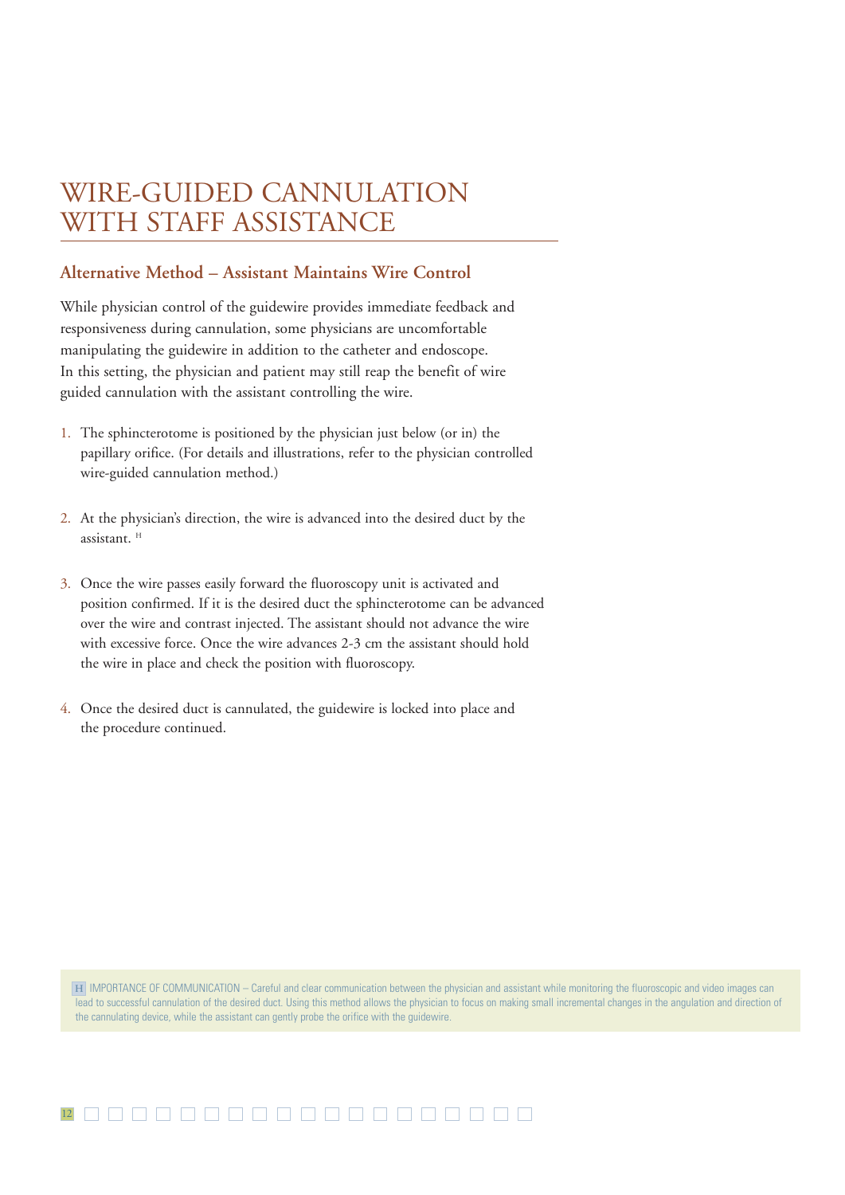# WIRE-GUIDED CANNULATION WITH STAFF ASSISTANCE

## Alternative Method – Assistant Maintains Wire Control

While physician control of the guidewire provides immediate feedback and responsiveness during cannulation, some physicians are uncomfortable manipulating the guidewire in addition to the catheter and endoscope. In this setting, the physician and patient may still reap the benefit of wire guided cannulation with the assistant controlling the wire.

1. The sphincterotome is positioned by the physician just below (or in) the papillary orifice. (For details and illustrations, refer to the physician controlled wire-guided cannulation method.)

2. At the physician's direction, the wire is advanced into the desired duct by the assistant. [H]

3. Once the wire passes easily forward the fluoroscopy unit is activated and position confirmed. If it is the desired duct the sphincterotome can be advanced over the wire and contrast injected. The assistant should not advance the wire with excessive force. Once the wire advances 2-3 cm the assistant should hold the wire in place and check the position with fluoroscopy.

4. Once the desired duct is cannulated, the guidewire is locked into place and the procedure continued.

[H] IMPORTANCE OF COMMUNICATION – Careful and clear communication between the physician and assistant while monitoring the fluoroscopic and video images can lead to successful cannulation of the desired duct. Using this method allows the physician to focus on making small incremental changes in the angulation and direction of the cannulating device, while the assistant can gently probe the orifice with the guidewire.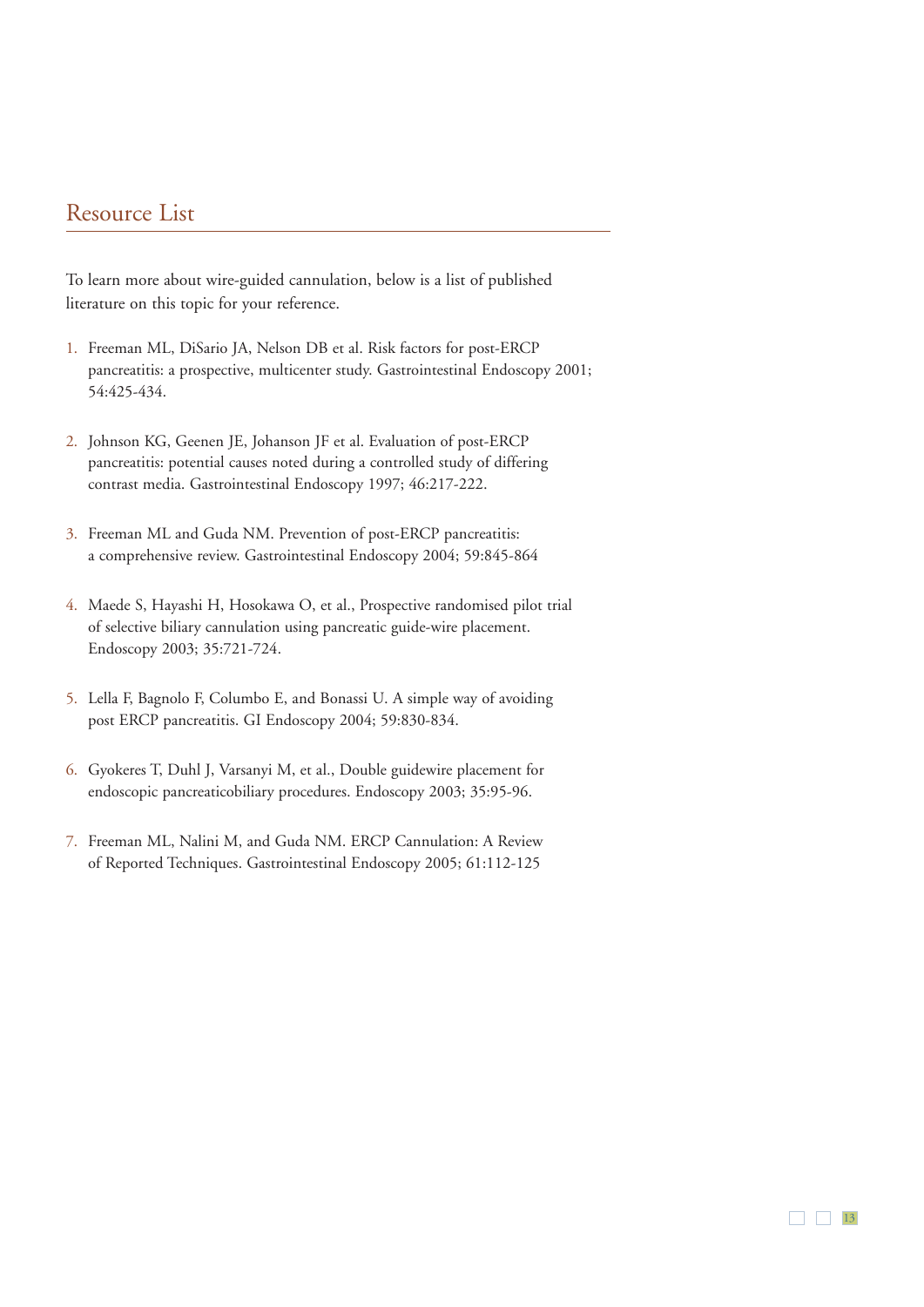## Resource List

To learn more about wire-guided cannulation, below is a list of published literature on this topic for your reference.

1. Freeman ML, DiSario JA, Nelson DB et al. Risk factors for post-ERCP pancreatitis: a prospective, multicenter study. Gastrointestinal Endoscopy 2001; 54:425-434.

2. Johnson KG, Geenen JE, Johanson JF et al. Evaluation of post-ERCP pancreatitis: potential causes noted during a controlled study of differing contrast media. Gastrointestinal Endoscopy 1997; 46:217-222.

3. Freeman ML and Guda NM. Prevention of post-ERCP pancreatitis: a comprehensive review. Gastrointestinal Endoscopy 2004; 59:845-864

4. Maede S, Hayashi H, Hosokawa O, et al., Prospective randomised pilot trial of selective biliary cannulation using pancreatic guide-wire placement. Endoscopy 2003; 35:721-724.

5. Lella F, Bagnolo F, Columbo E, and Bonassi U. A simple way of avoiding post ERCP pancreatitis. GI Endoscopy 2004; 59:830-834.

6. Gyokeres T, Duhl J, Varsanyi M, et al., Double guidewire placement for endoscopic pancreaticobiliary procedures. Endoscopy 2003; 35:95-96.

7. Freeman ML, Nalini M, and Guda NM. ERCP Cannulation: A Review of Reported Techniques. Gastrointestinal Endoscopy 2005; 61:112-125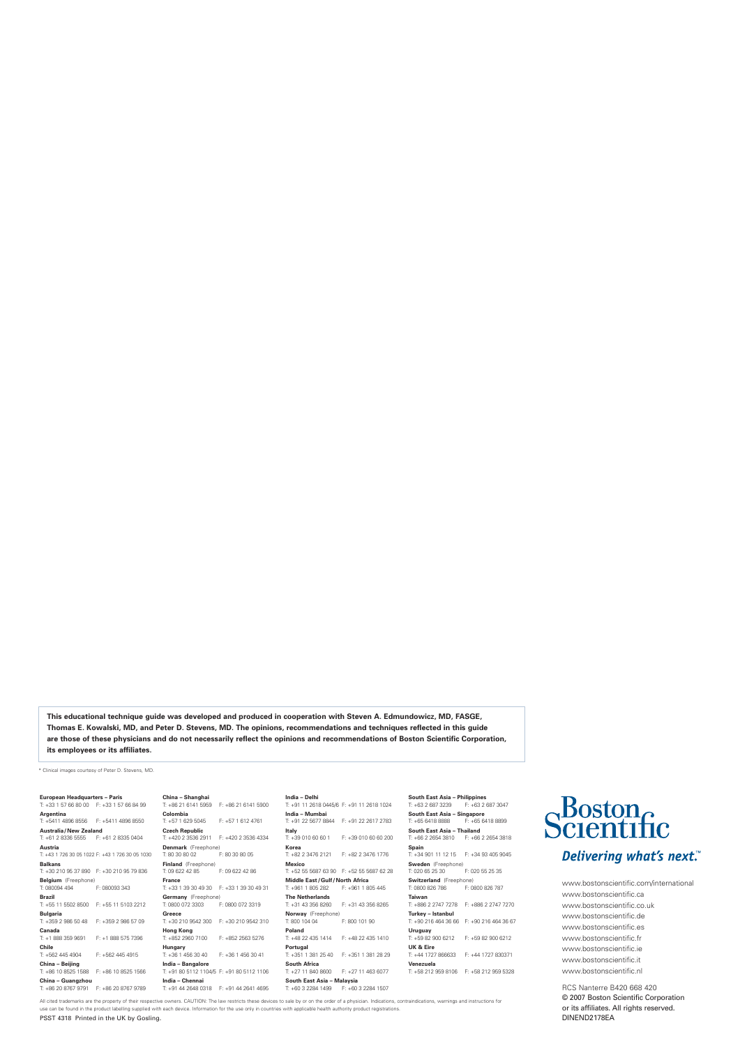**This educational technique guide was developed and produced in cooperation with Steven A. Edmundowicz, MD, FASGE, Thomas E. Kowalski, MD, and Peter D. Stevens, MD. The opinions, recommendations and techniques reflected in this guide are those of these physicians and do not necessarily reflect the opinions and recommendations of Boston Scientific Corporation, its employees or its affiliates.**

* Clinical images courtesy of Peter D. Stevens, MD.

**European Headquarters – Paris**
T: +33 1 57 66 80 00 F: +33 1 57 66 84 99

**Argentina**
T: +5411 4896 8556 F: +5411 4896 8550

**Australia / New Zealand**
T: +61 2 8336 5555 F: +61 2 8335 0404

**Austria**
T: +43 1 726 30 05 1022 F: +43 1 726 30 05 1030

**Balkans**
T: +30 210 95 37 890 F: +30 210 95 79 836

**Belgium** (Freephone)
T: 080094 494 F: 080093 343

**Brazil**
T: +55 11 5502 8500 F: +55 11 5103 2212

**Bulgaria**
T: +359 2 986 50 48 F: +359 2 986 57 09

**Canada**
T: +1 888 359 9691 F: +1 888 575 7396

**Chile**
T: +562 445 4904 F: +562 445 4915

**China – Beijing**
T: +86 10 8525 1588 F: +86 10 8525 1566

**China – Guangzhou**
T: +86 20 8767 9791 F: +86 20 8767 9789

**China – Shanghai**
T: +86 21 6141 5959 F: +86 21 6141 5900

**Colombia**
T: +57 1 629 5045 F: +57 1 612 4761

**Czech Republic**
T: +420 2 3536 2911 F: +420 2 3536 4334

**Denmark** (Freephone)
T: 80 30 80 02 F: 80 30 80 05

**Finland** (Freephone)
T: 09 622 42 85 F: 09 622 42 86

**France**
T: +33 1 39 30 49 30 F: +33 1 39 30 49 31

**Germany** (Freephone)
T: 0800 072 3303 F: 0800 072 3319

**Greece**
T: +30 210 9542 300 F: +30 210 9542 310

**Hong Kong**
T: +852 2960 7100 F: +852 2563 5276

**Hungary**
T: +36 1 456 30 40 F: +36 1 456 30 41

**India – Bangalore**
T: +91 80 5112 1104/5 F: +91 80 5112 1106

**India – Chennai**
T: +91 44 2648 0318 F: +91 44 2641 4695

**India – Delhi**
T: +91 11 2618 0445/6 F: +91 11 2618 1024

**India – Mumbai**
T: +91 22 5677 8844 F: +91 22 2617 2783

**Italy**
T: +39 010 60 60 1 F: +39 010 60 60 200

**Korea**
T: +82 2 3476 2121 F: +82 2 3476 1776

**Mexico**
T: +52 55 5687 63 90 F: +52 55 5687 62 28

**Middle East / Gulf / North Africa**
T: +961 1 805 282 F: +961 1 805 445

**The Netherlands**
T: +31 43 356 8260 F: +31 43 356 8265

**Norway** (Freephone)
T: 800 104 04 F: 800 101 90

**Poland**
T: +48 22 435 1414 F: +48 22 435 1410

**Portugal**
T: +351 1 381 25 40 F: +351 1 381 28 29

**South Africa**
T: +27 11 840 8600 F: +27 11 463 6077

**South East Asia – Malaysia**
T: +60 3 2284 1499 F: +60 3 2284 1507

**South East Asia – Philippines**
T: +63 2 687 3239 F: +63 2 687 3047

**South East Asia – Singapore**
T: +65 6418 8888 F: +65 6418 8899

**South East Asia – Thailand**
T: +66 2 2654 3810 F: +66 2 2654 3818

**Spain**
T: +34 901 11 12 15 F: +34 93 405 9045

**Sweden** (Freephone)
T: 020 65 25 30 F: 020 55 25 35

**Switzerland** (Freephone)
T: 0800 826 786 F: 0800 826 787

**Taiwan**
T: +886 2 2747 7278 F: +886 2 2747 7270

**Turkey – Istanbul**
T: +90 216 464 36 66 F: +90 216 464 36 67

**Uruguay**
T: +59 82 900 6212 F: +59 82 900 6212

**UK & Eire**
T: +44 1727 866633 F: +44 1727 830371

**Venezuela**
T: +58 212 959 8106 F: +58 212 959 5328

Boston Scientific

*Delivering what's next.*™

www.bostonscientific.com/international
www.bostonscientific.ca
www.bostonscientific.co.uk
www.bostonscientific.de
www.bostonscientific.es
www.bostonscientific.fr
www.bostonscientific.ie
www.bostonscientific.it
www.bostonscientific.nl

RCS Nanterre B420 668 420
© 2007 Boston Scientific Corporation or its affiliates. All rights reserved.
DINEND2178EA

All cited trademarks are the property of their respective owners. CAUTION: The law restricts these devices to sale by or on the order of a physician. Indications, contraindications, warnings and instructions for use can be found in the product labelling supplied with each device. Information for the use only in countries with applicable health authority product registrations.

PSST 4318 Printed in the UK by Gosling.